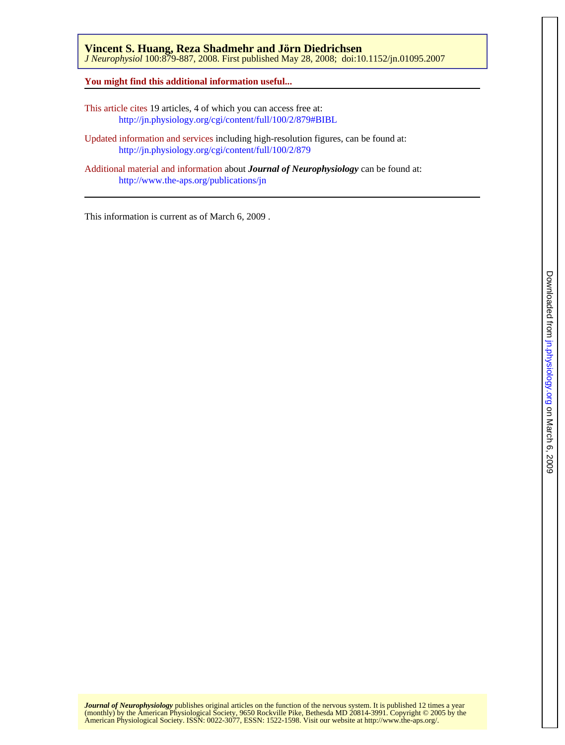**Vincent S. Huang, Reza Shadmehr and Jörn Diedrichsen**
*J Neurophysiol* 100:879-887, 2008. First published May 28, 2008; doi:10.1152/jn.01095.2007

**You might find this additional information useful...**

This article cites 19 articles, 4 of which you can access free at:
http://jn.physiology.org/cgi/content/full/100/2/879#BIBL

Updated information and services including high-resolution figures, can be found at:
http://jn.physiology.org/cgi/content/full/100/2/879

Additional material and information about ***Journal of Neurophysiology*** can be found at:
http://www.the-aps.org/publications/jn

This information is current as of March 6, 2009 .

***Journal of Neurophysiology*** publishes original articles on the function of the nervous system. It is published 12 times a year (monthly) by the American Physiological Society, 9650 Rockville Pike, Bethesda MD 20814-3991. Copyright © 2005 by the American Physiological Society. ISSN: 0022-3077, ESSN: 1522-1598. Visit our website at http://www.the-aps.org/.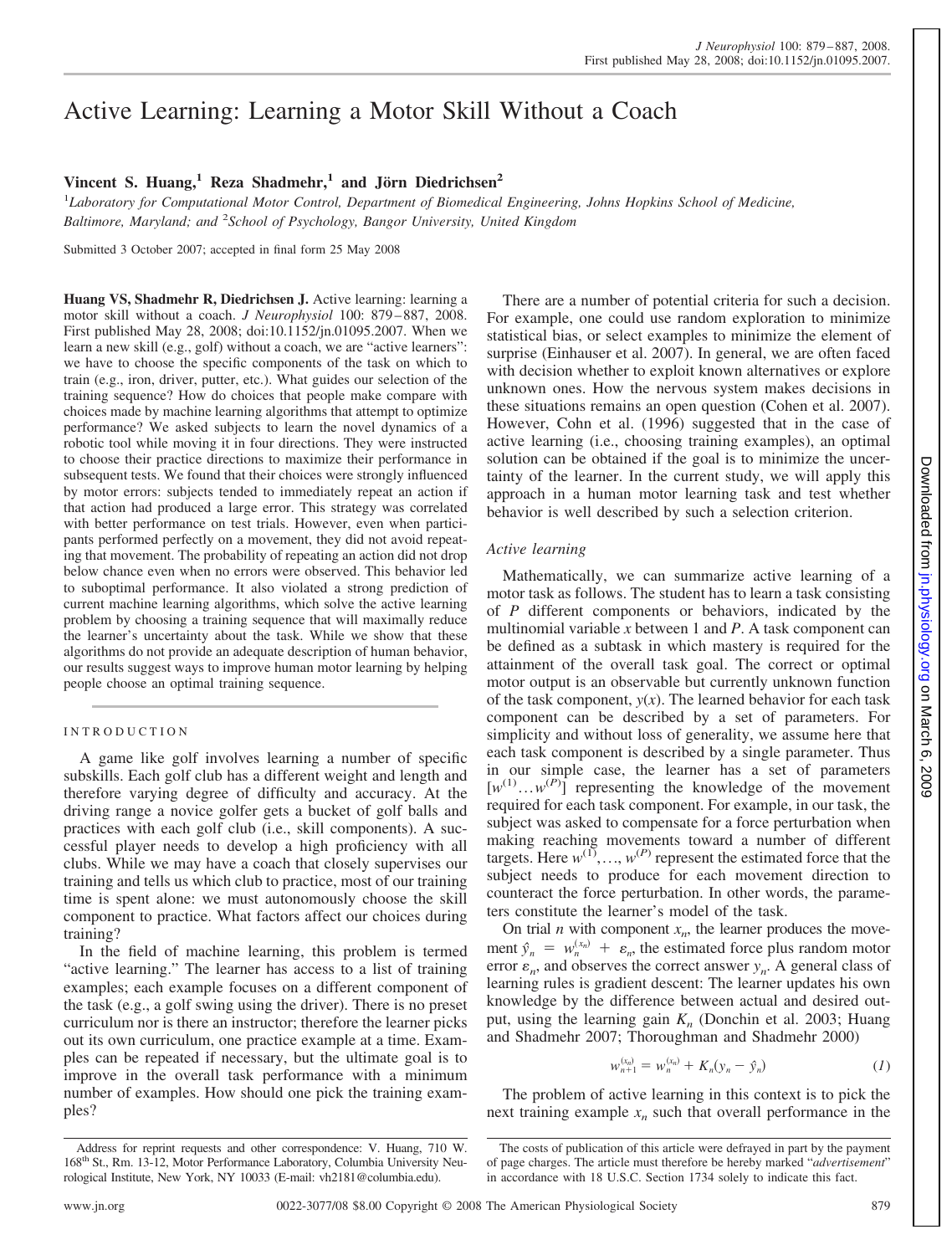# Active Learning: Learning a Motor Skill Without a Coach

**Vincent S. Huang,[1] Reza Shadmehr,[1] and Jörn Diedrichsen[2]**

[1]*Laboratory for Computational Motor Control, Department of Biomedical Engineering, Johns Hopkins School of Medicine, Baltimore, Maryland; and* [2]*School of Psychology, Bangor University, United Kingdom*

Submitted 3 October 2007; accepted in final form 25 May 2008

**Huang VS, Shadmehr R, Diedrichsen J.** Active learning: learning a motor skill without a coach. *J Neurophysiol* 100: 879–887, 2008. First published May 28, 2008; doi:10.1152/jn.01095.2007. When we learn a new skill (e.g., golf) without a coach, we are "active learners": we have to choose the specific components of the task on which to train (e.g., iron, driver, putter, etc.). What guides our selection of the training sequence? How do choices that people make compare with choices made by machine learning algorithms that attempt to optimize performance? We asked subjects to learn the novel dynamics of a robotic tool while moving it in four directions. They were instructed to choose their practice directions to maximize their performance in subsequent tests. We found that their choices were strongly influenced by motor errors: subjects tended to immediately repeat an action if that action had produced a large error. This strategy was correlated with better performance on test trials. However, even when participants performed perfectly on a movement, they did not avoid repeating that movement. The probability of repeating an action did not drop below chance even when no errors were observed. This behavior led to suboptimal performance. It also violated a strong prediction of current machine learning algorithms, which solve the active learning problem by choosing a training sequence that will maximally reduce the learner's uncertainty about the task. While we show that these algorithms do not provide an adequate description of human behavior, our results suggest ways to improve human motor learning by helping people choose an optimal training sequence.

## INTRODUCTION

A game like golf involves learning a number of specific subskills. Each golf club has a different weight and length and therefore varying degree of difficulty and accuracy. At the driving range a novice golfer gets a bucket of golf balls and practices with each golf club (i.e., skill components). A successful player needs to develop a high proficiency with all clubs. While we may have a coach that closely supervises our training and tells us which club to practice, most of our training time is spent alone: we must autonomously choose the skill component to practice. What factors affect our choices during training?

In the field of machine learning, this problem is termed "active learning." The learner has access to a list of training examples; each example focuses on a different component of the task (e.g., a golf swing using the driver). There is no preset curriculum nor is there an instructor; therefore the learner picks out its own curriculum, one practice example at a time. Examples can be repeated if necessary, but the ultimate goal is to improve in the overall task performance with a minimum number of examples. How should one pick the training examples?

There are a number of potential criteria for such a decision. For example, one could use random exploration to minimize statistical bias, or select examples to minimize the element of surprise (Einhauser et al. 2007). In general, we are often faced with decision whether to exploit known alternatives or explore unknown ones. How the nervous system makes decisions in these situations remains an open question (Cohen et al. 2007). However, Cohn et al. (1996) suggested that in the case of active learning (i.e., choosing training examples), an optimal solution can be obtained if the goal is to minimize the uncertainty of the learner. In the current study, we will apply this approach in a human motor learning task and test whether behavior is well described by such a selection criterion.

### *Active learning*

Mathematically, we can summarize active learning of a motor task as follows. The student has to learn a task consisting of $P$ different components or behaviors, indicated by the multinomial variable $x$ between 1 and $P$. A task component can be defined as a subtask in which mastery is required for the attainment of the overall task goal. The correct or optimal motor output is an observable but currently unknown function of the task component, $y(x)$. The learned behavior for each task component can be described by a set of parameters. For simplicity and without loss of generality, we assume here that each task component is described by a single parameter. Thus in our simple case, the learner has a set of parameters $[w^{(1)} \ldots w^{(P)}]$ representing the knowledge of the movement required for each task component. For example, in our task, the subject was asked to compensate for a force perturbation when making reaching movements toward a number of different targets. Here $w^{(1)}, \ldots, w^{(P)}$ represent the estimated force that the subject needs to produce for each movement direction to counteract the force perturbation. In other words, the parameters constitute the learner's model of the task.

On trial $n$ with component $x_n$, the learner produces the movement $\hat{y}_n = w_n^{(x_n)} + \varepsilon_n$, the estimated force plus random motor error $\varepsilon_n$, and observes the correct answer $y_n$. A general class of learning rules is gradient descent: The learner updates his own knowledge by the difference between actual and desired output, using the learning gain $K_n$ (Donchin et al. 2003; Huang and Shadmehr 2007; Thoroughman and Shadmehr 2000)

$$w_{n+1}^{(x_n)} = w_n^{(x_n)} + K_n(y_n - \hat{y}_n) \tag{1}$$

The problem of active learning in this context is to pick the next training example $x_n$ such that overall performance in the

Address for reprint requests and other correspondence: V. Huang, 710 W. 168th St., Rm. 13-12, Motor Performance Laboratory, Columbia University Neurological Institute, New York, NY 10033 (E-mail: vh2181@columbia.edu).

The costs of publication of this article were defrayed in part by the payment of page charges. The article must therefore be hereby marked "*advertisement*" in accordance with 18 U.S.C. Section 1734 solely to indicate this fact.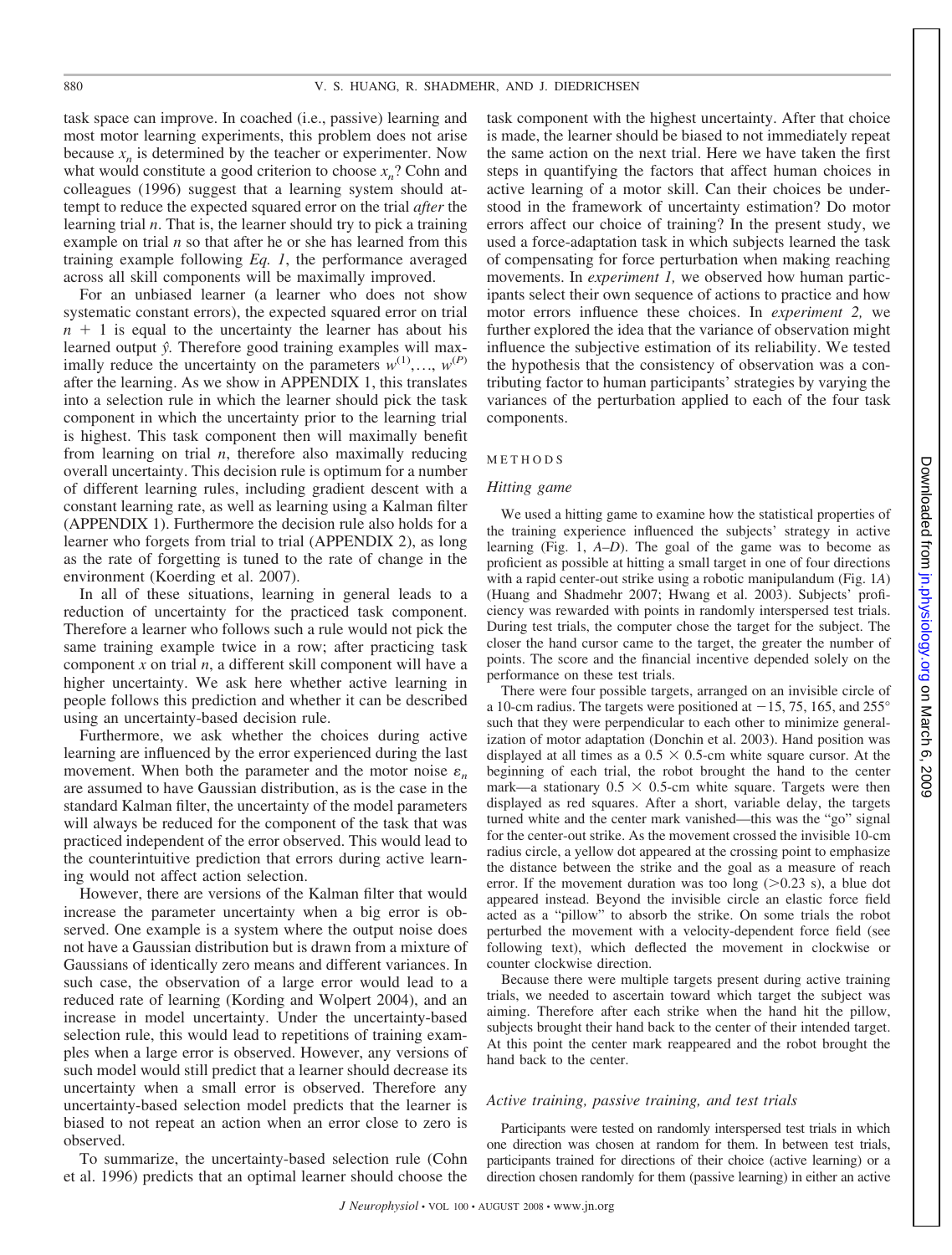task space can improve. In coached (i.e., passive) learning and most motor learning experiments, this problem does not arise because $x_n$ is determined by the teacher or experimenter. Now what would constitute a good criterion to choose $x_n$? Cohn and colleagues (1996) suggest that a learning system should attempt to reduce the expected squared error on the trial *after* the learning trial $n$. That is, the learner should try to pick a training example on trial $n$ so that after he or she has learned from this training example following *Eq. 1*, the performance averaged across all skill components will be maximally improved.

For an unbiased learner (a learner who does not show systematic constant errors), the expected squared error on trial $n + 1$ is equal to the uncertainty the learner has about his learned output $\hat{y}$. Therefore good training examples will maximally reduce the uncertainty on the parameters $w^{(1)}, \ldots, w^{(P)}$ after the learning. As we show in APPENDIX 1, this translates into a selection rule in which the learner should pick the task component in which the uncertainty prior to the learning trial is highest. This task component then will maximally benefit from learning on trial $n$, therefore also maximally reducing overall uncertainty. This decision rule is optimum for a number of different learning rules, including gradient descent with a constant learning rate, as well as learning using a Kalman filter (APPENDIX 1). Furthermore the decision rule also holds for a learner who forgets from trial to trial (APPENDIX 2), as long as the rate of forgetting is tuned to the rate of change in the environment (Koerding et al. 2007).

In all of these situations, learning in general leads to a reduction of uncertainty for the practiced task component. Therefore a learner who follows such a rule would not pick the same training example twice in a row; after practicing task component $x$ on trial $n$, a different skill component will have a higher uncertainty. We ask here whether active learning in people follows this prediction and whether it can be described using an uncertainty-based decision rule.

Furthermore, we ask whether the choices during active learning are influenced by the error experienced during the last movement. When both the parameter and the motor noise $\varepsilon_n$ are assumed to have Gaussian distribution, as is the case in the standard Kalman filter, the uncertainty of the model parameters will always be reduced for the component of the task that was practiced independent of the error observed. This would lead to the counterintuitive prediction that errors during active learning would not affect action selection.

However, there are versions of the Kalman filter that would increase the parameter uncertainty when a big error is observed. One example is a system where the output noise does not have a Gaussian distribution but is drawn from a mixture of Gaussians of identically zero means and different variances. In such case, the observation of a large error would lead to a reduced rate of learning (Kording and Wolpert 2004), and an increase in model uncertainty. Under the uncertainty-based selection rule, this would lead to repetitions of training examples when a large error is observed. However, any versions of such model would still predict that a learner should decrease its uncertainty when a small error is observed. Therefore any uncertainty-based selection model predicts that the learner is biased to not repeat an action when an error close to zero is observed.

To summarize, the uncertainty-based selection rule (Cohn et al. 1996) predicts that an optimal learner should choose the task component with the highest uncertainty. After that choice is made, the learner should be biased to not immediately repeat the same action on the next trial. Here we have taken the first steps in quantifying the factors that affect human choices in active learning of a motor skill. Can their choices be understood in the framework of uncertainty estimation? Do motor errors affect our choice of training? In the present study, we used a force-adaptation task in which subjects learned the task of compensating for force perturbation when making reaching movements. In *experiment 1,* we observed how human participants select their own sequence of actions to practice and how motor errors influence these choices. In *experiment 2,* we further explored the idea that the variance of observation might influence the subjective estimation of its reliability. We tested the hypothesis that the consistency of observation was a contributing factor to human participants' strategies by varying the variances of the perturbation applied to each of the four task components.

## METHODS

### *Hitting game*

We used a hitting game to examine how the statistical properties of the training experience influenced the subjects' strategy in active learning (Fig. 1, *A–D*). The goal of the game was to become as proficient as possible at hitting a small target in one of four directions with a rapid center-out strike using a robotic manipulandum (Fig. 1*A*) (Huang and Shadmehr 2007; Hwang et al. 2003). Subjects' proficiency was rewarded with points in randomly interspersed test trials. During test trials, the computer chose the target for the subject. The closer the hand cursor came to the target, the greater the number of points. The score and the financial incentive depended solely on the performance on these test trials.

There were four possible targets, arranged on an invisible circle of a 10-cm radius. The targets were positioned at −15, 75, 165, and 255° such that they were perpendicular to each other to minimize generalization of motor adaptation (Donchin et al. 2003). Hand position was displayed at all times as a 0.5 × 0.5-cm white square cursor. At the beginning of each trial, the robot brought the hand to the center mark—a stationary 0.5 × 0.5-cm white square. Targets were then displayed as red squares. After a short, variable delay, the targets turned white and the center mark vanished—this was the "go" signal for the center-out strike. As the movement crossed the invisible 10-cm radius circle, a yellow dot appeared at the crossing point to emphasize the distance between the strike and the goal as a measure of reach error. If the movement duration was too long (>0.23 s), a blue dot appeared instead. Beyond the invisible circle an elastic force field acted as a "pillow" to absorb the strike. On some trials the robot perturbed the movement with a velocity-dependent force field (see following text), which deflected the movement in clockwise or counter clockwise direction.

Because there were multiple targets present during active training trials, we needed to ascertain toward which target the subject was aiming. Therefore after each strike when the hand hit the pillow, subjects brought their hand back to the center of their intended target. At this point the center mark reappeared and the robot brought the hand back to the center.

### *Active training, passive training, and test trials*

Participants were tested on randomly interspersed test trials in which one direction was chosen at random for them. In between test trials, participants trained for directions of their choice (active learning) or a direction chosen randomly for them (passive learning) in either an active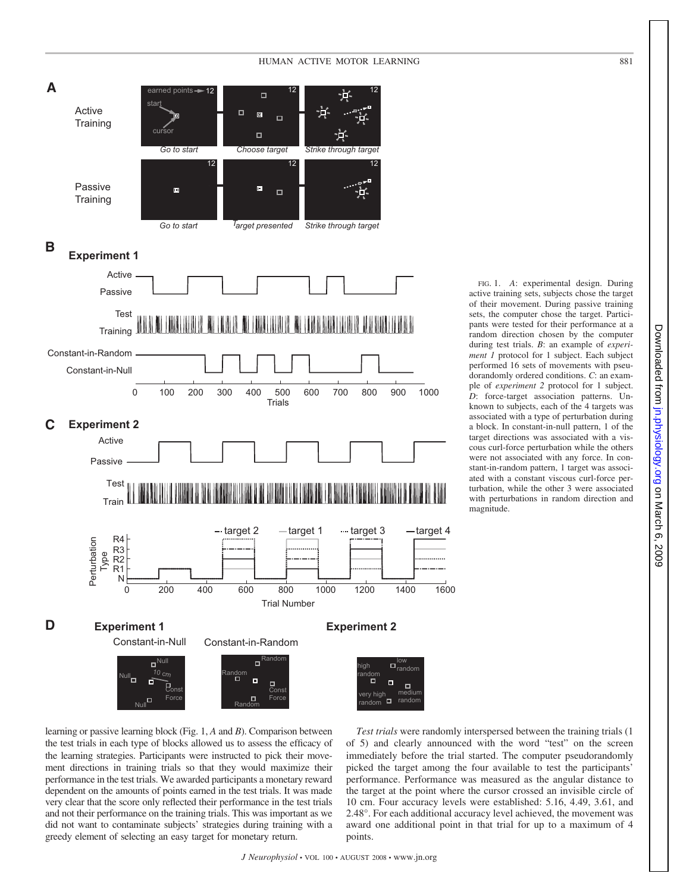FIG. 1. *A*: experimental design. During active training sets, subjects chose the target of their movement. During passive training sets, the computer chose the target. Participants were tested for their performance at a random direction chosen by the computer during test trials. *B*: an example of *experiment 1* protocol for 1 subject. Each subject performed 16 sets of movements with pseudorandomly ordered conditions. *C*: an example of *experiment 2* protocol for 1 subject. *D*: force-target association patterns. Unknown to subjects, each of the 4 targets was associated with a type of perturbation during a block. In constant-in-null pattern, 1 of the target directions was associated with a viscous curl-force perturbation while the others were not associated with any force. In constant-in-random pattern, 1 target was associated with a constant viscous curl-force perturbation, while the other 3 were associated with perturbations in random direction and magnitude.

learning or passive learning block (Fig. 1, *A* and *B*). Comparison between the test trials in each type of blocks allowed us to assess the efficacy of the learning strategies. Participants were instructed to pick their movement directions in training trials so that they would maximize their performance in the test trials. We awarded participants a monetary reward dependent on the amounts of points earned in the test trials. It was made very clear that the score only reflected their performance in the test trials and not their performance on the training trials. This was important as we did not want to contaminate subjects' strategies during training with a greedy element of selecting an easy target for monetary return.

*Test trials* were randomly interspersed between the training trials (1 of 5) and clearly announced with the word "test" on the screen immediately before the trial started. The computer pseudorandomly picked the target among the four available to test the participants' performance. Performance was measured as the angular distance to the target at the point where the cursor crossed an invisible circle of 10 cm. Four accuracy levels were established: 5.16, 4.49, 3.61, and 2.48°. For each additional accuracy level achieved, the movement was award one additional point in that trial for up to a maximum of 4 points.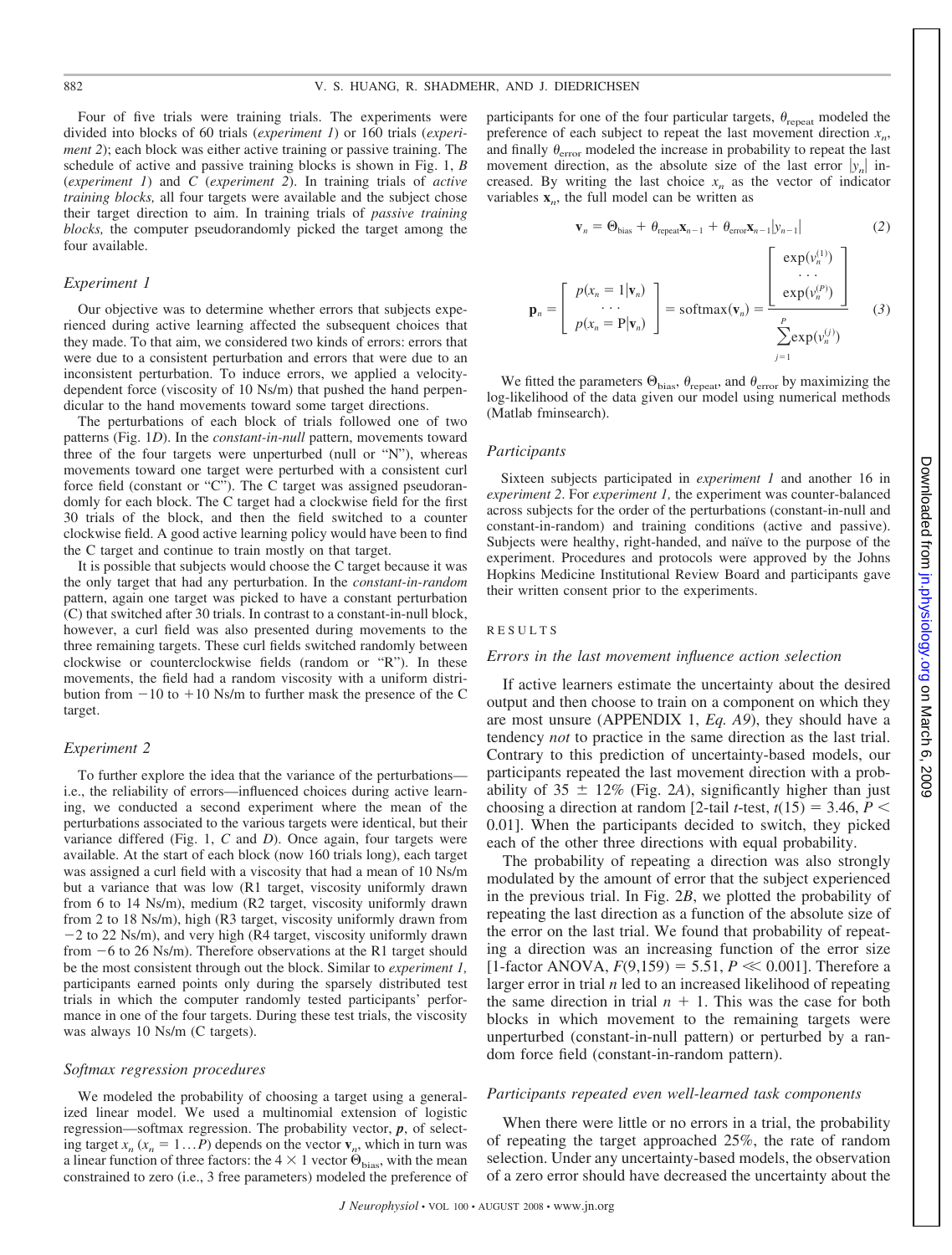Four of five trials were training trials. The experiments were divided into blocks of 60 trials (*experiment 1*) or 160 trials (*experiment 2*); each block was either active training or passive training. The schedule of active and passive training blocks is shown in Fig. 1, *B* (*experiment 1*) and *C* (*experiment 2*). In training trials of *active training blocks,* all four targets were available and the subject chose their target direction to aim. In training trials of *passive training blocks,* the computer pseudorandomly picked the target among the four available.

### Experiment 1

Our objective was to determine whether errors that subjects experienced during active learning affected the subsequent choices that they made. To that aim, we considered two kinds of errors: errors that were due to a consistent perturbation and errors that were due to an inconsistent perturbation. To induce errors, we applied a velocity-dependent force (viscosity of 10 Ns/m) that pushed the hand perpendicular to the hand movements toward some target directions.

The perturbations of each block of trials followed one of two patterns (Fig. 1*D*). In the *constant-in-null* pattern, movements toward three of the four targets were unperturbed (null or "N"), whereas movements toward one target were perturbed with a consistent curl force field (constant or "C"). The C target was assigned pseudorandomly for each block. The C target had a clockwise field for the first 30 trials of the block, and then the field switched to a counter clockwise field. A good active learning policy would have been to find the C target and continue to train mostly on that target.

It is possible that subjects would choose the C target because it was the only target that had any perturbation. In the *constant-in-random* pattern, again one target was picked to have a constant perturbation (C) that switched after 30 trials. In contrast to a constant-in-null block, however, a curl field was also presented during movements to the three remaining targets. These curl fields switched randomly between clockwise or counterclockwise fields (random or "R"). In these movements, the field had a random viscosity with a uniform distribution from −10 to +10 Ns/m to further mask the presence of the C target.

### Experiment 2

To further explore the idea that the variance of the perturbations—i.e., the reliability of errors—influenced choices during active learning, we conducted a second experiment where the mean of the perturbations associated to the various targets were identical, but their variance differed (Fig. 1, *C* and *D*). Once again, four targets were available. At the start of each block (now 160 trials long), each target was assigned a curl field with a viscosity that had a mean of 10 Ns/m but a variance that was low (R1 target, viscosity uniformly drawn from 6 to 14 Ns/m), medium (R2 target, viscosity uniformly drawn from 2 to 18 Ns/m), high (R3 target, viscosity uniformly drawn from −2 to 22 Ns/m), and very high (R4 target, viscosity uniformly drawn from −6 to 26 Ns/m). Therefore observations at the R1 target should be the most consistent through out the block. Similar to *experiment 1,* participants earned points only during the sparsely distributed test trials in which the computer randomly tested participants' performance in one of the four targets. During these test trials, the viscosity was always 10 Ns/m (C targets).

### Softmax regression procedures

We modeled the probability of choosing a target using a generalized linear model. We used a multinomial extension of logistic regression—softmax regression. The probability vector, $\boldsymbol{p}$, of selecting target $x_n$ ($x_n = 1 \ldots P$) depends on the vector $\mathbf{v}_n$, which in turn was a linear function of three factors: the $4 \times 1$ vector $\Theta_{\text{bias}}$, with the mean constrained to zero (i.e., 3 free parameters) modeled the preference of participants for one of the four particular targets, $\theta_{\text{repeat}}$ modeled the preference of each subject to repeat the last movement direction $x_n$, and finally $\theta_{\text{error}}$ modeled the increase in probability to repeat the last movement direction, as the absolute size of the last error $|y_n|$ increased. By writing the last choice $x_n$ as the vector of indicator variables $\mathbf{x}_n$, the full model can be written as

$$\mathbf{v}_n = \Theta_{\text{bias}} + \theta_{\text{repeat}}\mathbf{x}_{n-1} + \theta_{\text{error}}\mathbf{x}_{n-1}|y_{n-1}| \qquad (2)$$

$$\mathbf{p}_n = \begin{bmatrix} p(x_n = 1|\mathbf{v}_n) \\ \cdots \\ p(x_n = \text{P}|\mathbf{v}_n) \end{bmatrix} = \text{softmax}(\mathbf{v}_n) = \frac{\begin{bmatrix} \exp(v_n^{(1)}) \\ \cdots \\ \exp(v_n^{(P)}) \end{bmatrix}}{\sum_{j=1}^{P} \exp(v_n^{(j)})} \qquad (3)$$

We fitted the parameters $\Theta_{\text{bias}}$, $\theta_{\text{repeat}}$, and $\theta_{\text{error}}$ by maximizing the log-likelihood of the data given our model using numerical methods (Matlab fminsearch).

### Participants

Sixteen subjects participated in *experiment 1* and another 16 in *experiment 2*. For *experiment 1,* the experiment was counter-balanced across subjects for the order of the perturbations (constant-in-null and constant-in-random) and training conditions (active and passive). Subjects were healthy, right-handed, and naïve to the purpose of the experiment. Procedures and protocols were approved by the Johns Hopkins Medicine Institutional Review Board and participants gave their written consent prior to the experiments.

## RESULTS

### Errors in the last movement influence action selection

If active learners estimate the uncertainty about the desired output and then choose to train on a component on which they are most unsure (APPENDIX 1, *Eq. A9*), they should have a tendency *not* to practice in the same direction as the last trial. Contrary to this prediction of uncertainty-based models, our participants repeated the last movement direction with a probability of 35 ± 12% (Fig. 2*A*), significantly higher than just choosing a direction at random [2-tail *t*-test, $t(15) = 3.46$, $P < 0.01$]. When the participants decided to switch, they picked each of the other three directions with equal probability.

The probability of repeating a direction was also strongly modulated by the amount of error that the subject experienced in the previous trial. In Fig. 2*B*, we plotted the probability of repeating the last direction as a function of the absolute size of the error on the last trial. We found that probability of repeating a direction was an increasing function of the error size [1-factor ANOVA, $F(9,159) = 5.51$, $P \ll 0.001$]. Therefore a larger error in trial $n$ led to an increased likelihood of repeating the same direction in trial $n + 1$. This was the case for both blocks in which movement to the remaining targets were unperturbed (constant-in-null pattern) or perturbed by a random force field (constant-in-random pattern).

### Participants repeated even well-learned task components

When there were little or no errors in a trial, the probability of repeating the target approached 25%, the rate of random selection. Under any uncertainty-based models, the observation of a zero error should have decreased the uncertainty about the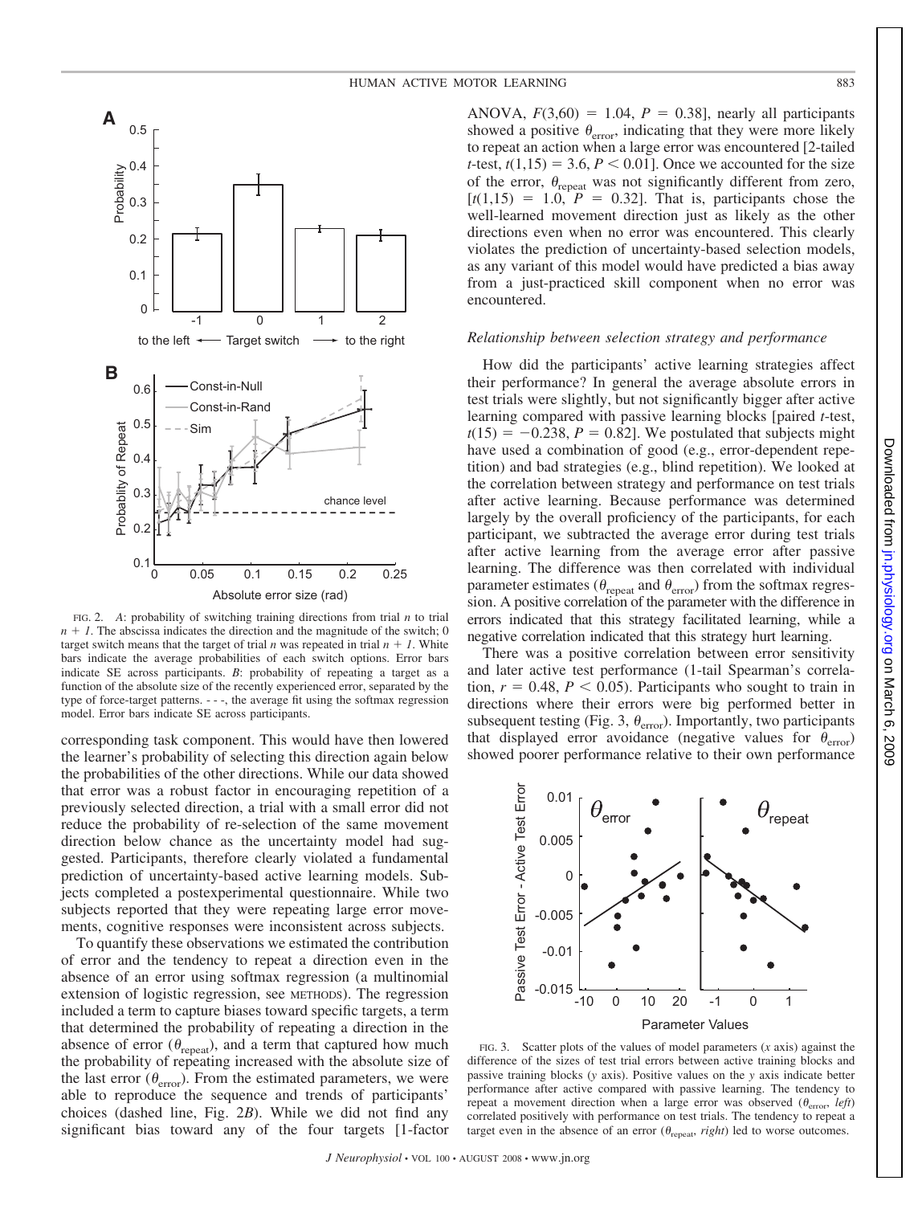FIG. 2. *A*: probability of switching training directions from trial *n* to trial *n + 1*. The abscissa indicates the direction and the magnitude of the switch; 0 target switch means that the target of trial *n* was repeated in trial *n + 1*. White bars indicate the average probabilities of each switch options. Error bars indicate SE across participants. *B*: probability of repeating a target as a function of the absolute size of the recently experienced error, separated by the type of force-target patterns. - - -, the average fit using the softmax regression model. Error bars indicate SE across participants.

corresponding task component. This would have then lowered the learner's probability of selecting this direction again below the probabilities of the other directions. While our data showed that error was a robust factor in encouraging repetition of a previously selected direction, a trial with a small error did not reduce the probability of re-selection of the same movement direction below chance as the uncertainty model had suggested. Participants, therefore clearly violated a fundamental prediction of uncertainty-based active learning models. Subjects completed a postexperimental questionnaire. While two subjects reported that they were repeating large error movements, cognitive responses were inconsistent across subjects.

To quantify these observations we estimated the contribution of error and the tendency to repeat a direction even in the absence of an error using softmax regression (a multinomial extension of logistic regression, see METHODS). The regression included a term to capture biases toward specific targets, a term that determined the probability of repeating a direction in the absence of error ($\theta_{repeat}$), and a term that captured how much the probability of repeating increased with the absolute size of the last error ($\theta_{error}$). From the estimated parameters, we were able to reproduce the sequence and trends of participants' choices (dashed line, Fig. 2*B*). While we did not find any significant bias toward any of the four targets [1-factor ANOVA, $F(3,60) = 1.04$, $P = 0.38$], nearly all participants showed a positive $\theta_{error}$, indicating that they were more likely to repeat an action when a large error was encountered [2-tailed *t*-test, $t(1,15) = 3.6$, $P < 0.01$]. Once we accounted for the size of the error, $\theta_{repeat}$ was not significantly different from zero, [$t(1,15) = 1.0$, $P = 0.32$]. That is, participants chose the well-learned movement direction just as likely as the other directions even when no error was encountered. This clearly violates the prediction of uncertainty-based selection models, as any variant of this model would have predicted a bias away from a just-practiced skill component when no error was encountered.

### *Relationship between selection strategy and performance*

How did the participants' active learning strategies affect their performance? In general the average absolute errors in test trials were slightly, but not significantly bigger after active learning compared with passive learning blocks [paired *t*-test, $t(15) = -0.238$, $P = 0.82$]. We postulated that subjects might have used a combination of good (e.g., error-dependent repetition) and bad strategies (e.g., blind repetition). We looked at the correlation between strategy and performance on test trials after active learning. Because performance was determined largely by the overall proficiency of the participants, for each participant, we subtracted the average error during test trials after active learning from the average error after passive learning. The difference was then correlated with individual parameter estimates ($\theta_{repeat}$ and $\theta_{error}$) from the softmax regression. A positive correlation of the parameter with the difference in errors indicated that this strategy facilitated learning, while a negative correlation indicated that this strategy hurt learning.

There was a positive correlation between error sensitivity and later active test performance (1-tail Spearman's correlation, $r = 0.48$, $P < 0.05$). Participants who sought to train in directions where their errors were big performed better in subsequent testing (Fig. 3, $\theta_{error}$). Importantly, two participants that displayed error avoidance (negative values for $\theta_{error}$) showed poorer performance relative to their own performance

FIG. 3. Scatter plots of the values of model parameters (*x* axis) against the difference of the sizes of test trial errors between active training blocks and passive training blocks (*y* axis). Positive values on the *y* axis indicate better performance after active compared with passive learning. The tendency to repeat a movement direction when a large error was observed ($\theta_{error}$, *left*) correlated positively with performance on test trials. The tendency to repeat a target even in the absence of an error ($\theta_{repeat}$, *right*) led to worse outcomes.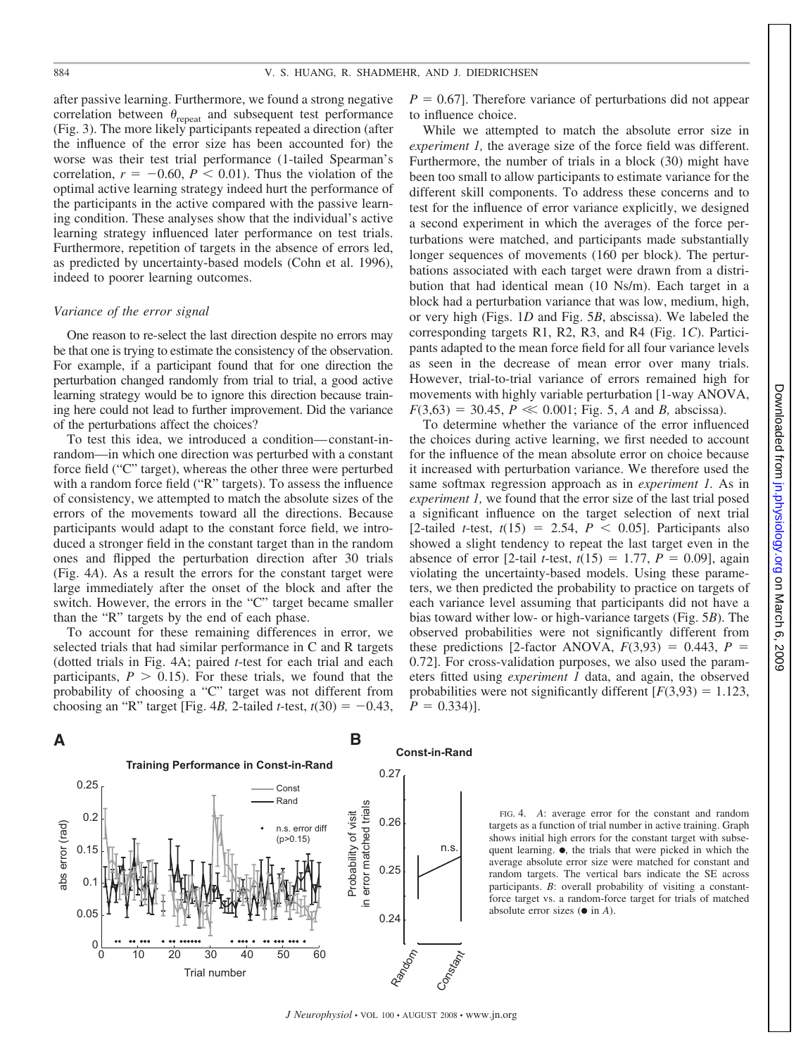after passive learning. Furthermore, we found a strong negative correlation between $\theta_{repeat}$ and subsequent test performance (Fig. 3). The more likely participants repeated a direction (after the influence of the error size has been accounted for) the worse was their test trial performance (1-tailed Spearman's correlation, $r = -0.60$, $P < 0.01$). Thus the violation of the optimal active learning strategy indeed hurt the performance of the participants in the active compared with the passive learning condition. These analyses show that the individual's active learning strategy influenced later performance on test trials. Furthermore, repetition of targets in the absence of errors led, as predicted by uncertainty-based models (Cohn et al. 1996), indeed to poorer learning outcomes.

### *Variance of the error signal*

One reason to re-select the last direction despite no errors may be that one is trying to estimate the consistency of the observation. For example, if a participant found that for one direction the perturbation changed randomly from trial to trial, a good active learning strategy would be to ignore this direction because training here could not lead to further improvement. Did the variance of the perturbations affect the choices?

To test this idea, we introduced a condition—constant-in-random—in which one direction was perturbed with a constant force field ("C" target), whereas the other three were perturbed with a random force field ("R" targets). To assess the influence of consistency, we attempted to match the absolute sizes of the errors of the movements toward all the directions. Because participants would adapt to the constant force field, we introduced a stronger field in the constant target than in the random ones and flipped the perturbation direction after 30 trials (Fig. 4*A*). As a result the errors for the constant target were large immediately after the onset of the block and after the switch. However, the errors in the "C" target became smaller than the "R" targets by the end of each phase.

To account for these remaining differences in error, we selected trials that had similar performance in C and R targets (dotted trials in Fig. 4A; paired *t*-test for each trial and each participants, $P > 0.15$). For these trials, we found that the probability of choosing a "C" target was not different from choosing an "R" target [Fig. 4*B*, 2-tailed *t*-test, $t(30) = -0.43$, $P = 0.67$]. Therefore variance of perturbations did not appear to influence choice.

While we attempted to match the absolute error size in *experiment 1,* the average size of the force field was different. Furthermore, the number of trials in a block (30) might have been too small to allow participants to estimate variance for the different skill components. To address these concerns and to test for the influence of error variance explicitly, we designed a second experiment in which the averages of the force perturbations were matched, and participants made substantially longer sequences of movements (160 per block). The perturbations associated with each target were drawn from a distribution that had identical mean (10 Ns/m). Each target in a block had a perturbation variance that was low, medium, high, or very high (Figs. 1*D* and Fig. 5*B*, abscissa). We labeled the corresponding targets R1, R2, R3, and R4 (Fig. 1*C*). Participants adapted to the mean force field for all four variance levels as seen in the decrease of mean error over many trials. However, trial-to-trial variance of errors remained high for movements with highly variable perturbation [1-way ANOVA, $F(3,63) = 30.45$, $P \ll 0.001$; Fig. 5, *A* and *B,* abscissa).

To determine whether the variance of the error influenced the choices during active learning, we first needed to account for the influence of the mean absolute error on choice because it increased with perturbation variance. We therefore used the same softmax regression approach as in *experiment 1.* As in *experiment 1,* we found that the error size of the last trial posed a significant influence on the target selection of next trial [2-tailed *t*-test, $t(15) = 2.54$, $P < 0.05$]. Participants also showed a slight tendency to repeat the last target even in the absence of error [2-tail *t*-test, $t(15) = 1.77$, $P = 0.09$], again violating the uncertainty-based models. Using these parameters, we then predicted the probability to practice on targets of each variance level assuming that participants did not have a bias toward wither low- or high-variance targets (Fig. 5*B*). The observed probabilities were not significantly different from these predictions [2-factor ANOVA, $F(3,93) = 0.443$, $P = 0.72$]. For cross-validation purposes, we also used the parameters fitted using *experiment 1* data, and again, the observed probabilities were not significantly different [$F(3,93) = 1.123$, $P = 0.334$)].

FIG. 4. *A*: average error for the constant and random targets as a function of trial number in active training. Graph shows initial high errors for the constant target with subsequent learning. ●, the trials that were picked in which the average absolute error size were matched for constant and random targets. The vertical bars indicate the SE across participants. *B*: overall probability of visiting a constant-force target vs. a random-force target for trials of matched absolute error sizes (● in *A*).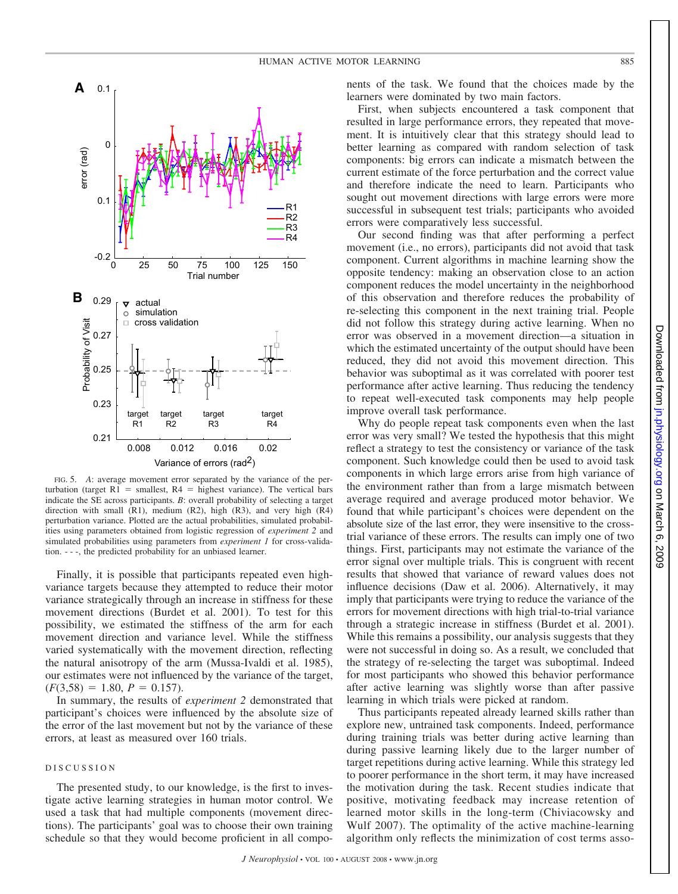A

0.1

0

0.1

-0.2

error (rad)

0 25 50 75 100 125 150

Trial number

R1
R2
R3
R4

B

0.29

0.27

0.25

0.23

0.21

Probability of Visit

actual
simulation
cross validation

target R1
target R2
target R3
target R4

0.008 0.012 0.016 0.02

Variance of errors (rad$^2$)

FIG. 5. *A*: average movement error separated by the variance of the perturbation (target R1 = smallest, R4 = highest variance). The vertical bars indicate the SE across participants. *B*: overall probability of selecting a target direction with small (R1), medium (R2), high (R3), and very high (R4) perturbation variance. Plotted are the actual probabilities, simulated probabilities using parameters obtained from logistic regression of *experiment 2* and simulated probabilities using parameters from *experiment 1* for cross-validation. - - -, the predicted probability for an unbiased learner.

Finally, it is possible that participants repeated even high-variance targets because they attempted to reduce their motor variance strategically through an increase in stiffness for these movement directions (Burdet et al. 2001). To test for this possibility, we estimated the stiffness of the arm for each movement direction and variance level. While the stiffness varied systematically with the movement direction, reflecting the natural anisotropy of the arm (Mussa-Ivaldi et al. 1985), our estimates were not influenced by the variance of the target, ($F(3,58) = 1.80$, $P = 0.157$).

In summary, the results of *experiment 2* demonstrated that participant's choices were influenced by the absolute size of the error of the last movement but not by the variance of these errors, at least as measured over 160 trials.

## DISCUSSION

The presented study, to our knowledge, is the first to investigate active learning strategies in human motor control. We used a task that had multiple components (movement directions). The participants' goal was to choose their own training schedule so that they would become proficient in all components of the task. We found that the choices made by the learners were dominated by two main factors.

First, when subjects encountered a task component that resulted in large performance errors, they repeated that movement. It is intuitively clear that this strategy should lead to better learning as compared with random selection of task components: big errors can indicate a mismatch between the current estimate of the force perturbation and the correct value and therefore indicate the need to learn. Participants who sought out movement directions with large errors were more successful in subsequent test trials; participants who avoided errors were comparatively less successful.

Our second finding was that after performing a perfect movement (i.e., no errors), participants did not avoid that task component. Current algorithms in machine learning show the opposite tendency: making an observation close to an action component reduces the model uncertainty in the neighborhood of this observation and therefore reduces the probability of re-selecting this component in the next training trial. People did not follow this strategy during active learning. When no error was observed in a movement direction—a situation in which the estimated uncertainty of the output should have been reduced, they did not avoid this movement direction. This behavior was suboptimal as it was correlated with poorer test performance after active learning. Thus reducing the tendency to repeat well-executed task components may help people improve overall task performance.

Why do people repeat task components even when the last error was very small? We tested the hypothesis that this might reflect a strategy to test the consistency or variance of the task component. Such knowledge could then be used to avoid task components in which large errors arise from high variance of the environment rather than from a large mismatch between average required and average produced motor behavior. We found that while participant's choices were dependent on the absolute size of the last error, they were insensitive to the cross-trial variance of these errors. The results can imply one of two things. First, participants may not estimate the variance of the error signal over multiple trials. This is congruent with recent results that showed that variance of reward values does not influence decisions (Daw et al. 2006). Alternatively, it may imply that participants were trying to reduce the variance of the errors for movement directions with high trial-to-trial variance through a strategic increase in stiffness (Burdet et al. 2001). While this remains a possibility, our analysis suggests that they were not successful in doing so. As a result, we concluded that the strategy of re-selecting the target was suboptimal. Indeed for most participants who showed this behavior performance after active learning was slightly worse than after passive learning in which trials were picked at random.

Thus participants repeated already learned skills rather than explore new, untrained task components. Indeed, performance during training trials was better during active learning than during passive learning likely due to the larger number of target repetitions during active learning. While this strategy led to poorer performance in the short term, it may have increased the motivation during the task. Recent studies indicate that positive, motivating feedback may increase retention of learned motor skills in the long-term (Chiviacowsky and Wulf 2007). The optimality of the active machine-learning algorithm only reflects the minimization of cost terms asso-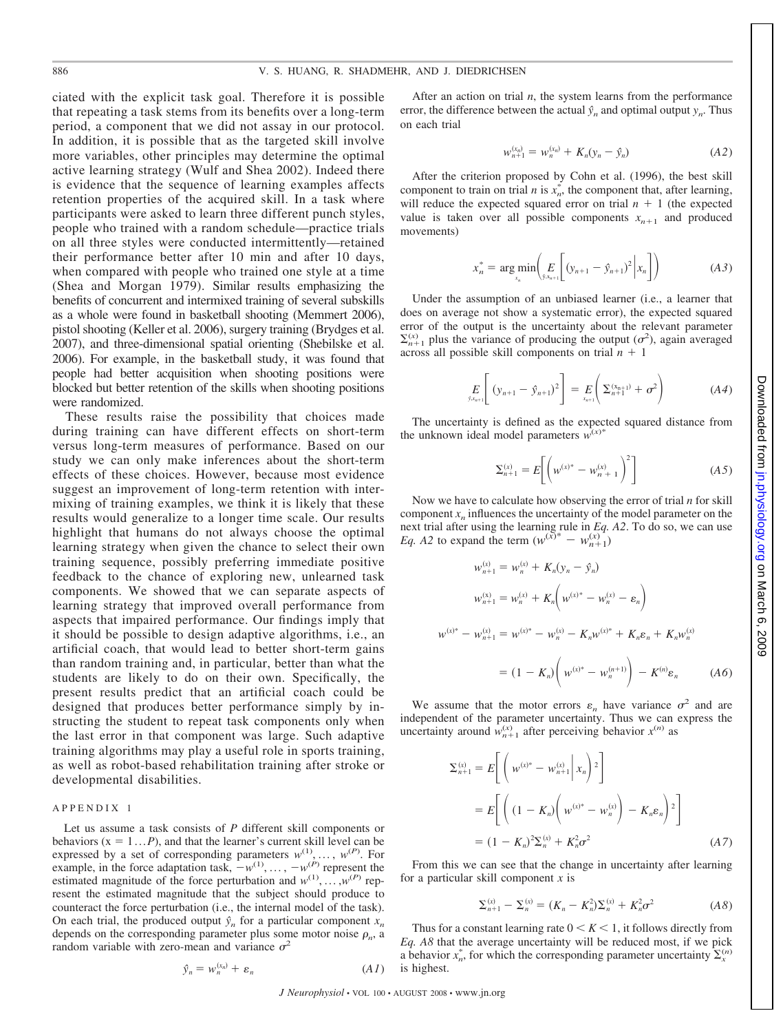ciated with the explicit task goal. Therefore it is possible that repeating a task stems from its benefits over a long-term period, a component that we did not assay in our protocol. In addition, it is possible that as the targeted skill involve more variables, other principles may determine the optimal active learning strategy (Wulf and Shea 2002). Indeed there is evidence that the sequence of learning examples affects retention properties of the acquired skill. In a task where participants were asked to learn three different punch styles, people who trained with a random schedule—practice trials on all three styles were conducted intermittently—retained their performance better after 10 min and after 10 days, when compared with people who trained one style at a time (Shea and Morgan 1979). Similar results emphasizing the benefits of concurrent and intermixed training of several subskills as a whole were found in basketball shooting (Memmert 2006), pistol shooting (Keller et al. 2006), surgery training (Brydges et al. 2007), and three-dimensional spatial orienting (Shebilske et al. 2006). For example, in the basketball study, it was found that people had better acquisition when shooting positions were blocked but better retention of the skills when shooting positions were randomized.

These results raise the possibility that choices made during training can have different effects on short-term versus long-term measures of performance. Based on our study we can only make inferences about the short-term effects of these choices. However, because most evidence suggest an improvement of long-term retention with intermixing of training examples, we think it is likely that these results would generalize to a longer time scale. Our results highlight that humans do not always choose the optimal learning strategy when given the chance to select their own training sequence, possibly preferring immediate positive feedback to the chance of exploring new, unlearned task components. We showed that we can separate aspects of learning strategy that improved overall performance from aspects that impaired performance. Our findings imply that it should be possible to design adaptive algorithms, i.e., an artificial coach, that would lead to better short-term gains than random training and, in particular, better than what the students are likely to do on their own. Specifically, the present results predict that an artificial coach could be designed that produces better performance simply by instructing the student to repeat task components only when the last error in that component was large. Such adaptive training algorithms may play a useful role in sports training, as well as robot-based rehabilitation training after stroke or developmental disabilities.

## APPENDIX 1

Let us assume a task consists of $P$ different skill components or behaviors ($x = 1 \ldots P$), and that the learner's current skill level can be expressed by a set of corresponding parameters $w^{(1)}, \ldots, w^{(P)}$. For example, in the force adaptation task, $-w^{(1)}, \ldots, -w^{(P)}$ represent the estimated magnitude of the force perturbation and $w^{(1)}, \ldots, w^{(P)}$ represent the estimated magnitude that the subject should produce to counteract the force perturbation (i.e., the internal model of the task). On each trial, the produced output $\hat{y}_n$ for a particular component $x_n$ depends on the corresponding parameter plus some motor noise $\rho_n$, a random variable with zero-mean and variance $\sigma^2$

$$\hat{y}_n = w_n^{(x_n)} + \varepsilon_n \tag{A1}$$

After an action on trial $n$, the system learns from the performance error, the difference between the actual $\hat{y}_n$ and optimal output $y_n$. Thus on each trial

$$w_{n+1}^{(x_n)} = w_n^{(x_n)} + K_n(y_n - \hat{y}_n) \tag{A2}$$

After the criterion proposed by Cohn et al. (1996), the best skill component to train on trial $n$ is $x_n^*$, the component that, after learning, will reduce the expected squared error on trial $n + 1$ (the expected value is taken over all possible components $x_{n+1}$ and produced movements)

$$x_n^* = \arg\min_{x_n}\left( \underset{\hat{y}, x_{n+1}}{E}\left[ (y_{n+1} - \hat{y}_{n+1})^2 \middle| x_n \right] \right) \tag{A3}$$

Under the assumption of an unbiased learner (i.e., a learner that does on average not show a systematic error), the expected squared error of the output is the uncertainty about the relevant parameter $\Sigma_{n+1}^{(x)}$ plus the variance of producing the output ($\sigma^2$), again averaged across all possible skill components on trial $n + 1$

$$\underset{\hat{y}, x_{n+1}}{E}\left[ (y_{n+1} - \hat{y}_{n+1})^2 \right] = \underset{x_{n+1}}{E}\left( \Sigma_{n+1}^{(x_{n+1})} + \sigma^2 \right) \tag{A4}$$

The uncertainty is defined as the expected squared distance from the unknown ideal model parameters $w^{(x)*}$

$$\Sigma_{n+1}^{(x)} = E\left[ \left( w^{(x)*} - w_{n+1}^{(x)} \right)^2 \right] \tag{A5}$$

Now we have to calculate how observing the error of trial $n$ for skill component $x_n$ influences the uncertainty of the model parameter on the next trial after using the learning rule in *Eq. A2*. To do so, we can use *Eq. A2* to expand the term $(w^{(x)*} - w_{n+1}^{(x)})$

$$
\begin{aligned}
w_{n+1}^{(x)} &= w_n^{(x)} + K_n(y_n - \hat{y}_n) \\
w_{n+1}^{(x)} &= w_n^{(x)} + K_n\left( w^{(x)*} - w_n^{(x)} - \varepsilon_n \right) \\
w^{(x)*} - w_{n+1}^{(x)} &= w^{(x)*} - w_n^{(x)} - K_n w^{(x)*} + K_n\varepsilon_n + K_n w_n^{(x)} \\
&= (1 - K_n)\left( w^{(x)*} - w_n^{(n+1)} \right) - K^{(n)}\varepsilon_n
\end{aligned} \tag{A6}
$$

We assume that the motor errors $\varepsilon_n$ have variance $\sigma^2$ and are independent of the parameter uncertainty. Thus we can express the uncertainty around $w_{n+1}^{(x)}$ after perceiving behavior $x^{(n)}$ as

$$
\begin{aligned}
\Sigma_{n+1}^{(x)} &= E\left[ \left( w^{(x)*} - w_{n+1}^{(x)} \middle| x_n \right)^2 \right] \\
&= E\left[ \left( (1 - K_n)\left( w^{(x)*} - w_n^{(x)} \right) - K_n\varepsilon_n \right)^2 \right] \\
&= (1 - K_n)^2\Sigma_n^{(x)} + K_n^2\sigma^2
\end{aligned} \tag{A7}
$$

From this we can see that the change in uncertainty after learning for a particular skill component $x$ is

$$\Sigma_{n+1}^{(x)} - \Sigma_n^{(x)} = (K_n - K_n^2)\Sigma_n^{(x)} + K_n^2\sigma^2 \tag{A8}$$

Thus for a constant learning rate $0 < K < 1$, it follows directly from *Eq. A8* that the average uncertainty will be reduced most, if we pick a behavior $x_n^*$, for which the corresponding parameter uncertainty $\Sigma_x^{(n)}$ is highest.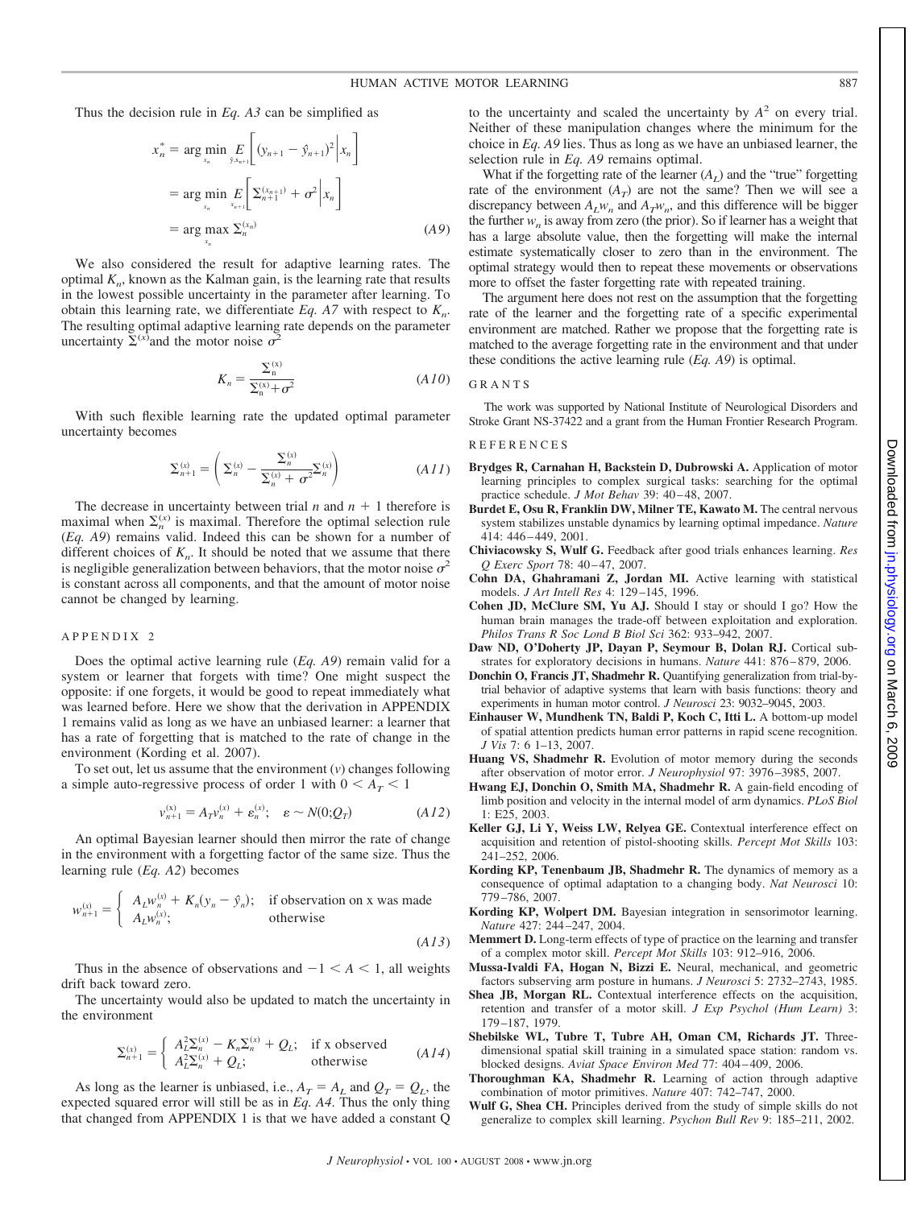Thus the decision rule in *Eq. A3* can be simplified as

$$x_n^* = \arg\min_{x_n} \underset{\hat{y}, x_{n+1}}{E}\left[(y_{n+1} - \hat{y}_{n+1})^2 \middle| x_n\right]$$

$$= \arg\min_{x_n} \underset{x_{n+1}}{E}\left[\Sigma_{n+1}^{(x_{n+1})} + \sigma^2 \middle| x_n\right]$$

$$= \arg\max_{x_n} \Sigma_n^{(x_n)} \qquad (A9)$$

We also considered the result for adaptive learning rates. The optimal $K_n$, known as the Kalman gain, is the learning rate that results in the lowest possible uncertainty in the parameter after learning. To obtain this learning rate, we differentiate *Eq. A7* with respect to $K_n$. The resulting optimal adaptive learning rate depends on the parameter uncertainty $\Sigma^{(x)}$and the motor noise $\sigma^2$

$$K_n = \frac{\Sigma_n^{(x)}}{\Sigma_n^{(x)} + \sigma^2} \qquad (A10)$$

With such flexible learning rate the updated optimal parameter uncertainty becomes

$$\Sigma_{n+1}^{(x)} = \left(\Sigma_n^{(x)} - \frac{\Sigma_n^{(x)}}{\Sigma_n^{(x)} + \sigma^2}\Sigma_n^{(x)}\right) \qquad (A11)$$

The decrease in uncertainty between trial $n$ and $n + 1$ therefore is maximal when $\Sigma_n^{(x)}$ is maximal. Therefore the optimal selection rule (*Eq. A9*) remains valid. Indeed this can be shown for a number of different choices of $K_n$. It should be noted that we assume that there is negligible generalization between behaviors, that the motor noise $\sigma^2$ is constant across all components, and that the amount of motor noise cannot be changed by learning.

## APPENDIX 2

Does the optimal active learning rule (*Eq. A9*) remain valid for a system or learner that forgets with time? One might suspect the opposite: if one forgets, it would be good to repeat immediately what was learned before. Here we show that the derivation in APPENDIX 1 remains valid as long as we have an unbiased learner: a learner that has a rate of forgetting that is matched to the rate of change in the environment (Kording et al. 2007).

To set out, let us assume that the environment ($v$) changes following a simple auto-regressive process of order 1 with $0 < A_T < 1$

$$v_{n+1}^{(x)} = A_T v_n^{(x)} + \varepsilon_n^{(x)}; \quad \varepsilon \sim N(0; Q_T) \qquad (A12)$$

An optimal Bayesian learner should then mirror the rate of change in the environment with a forgetting factor of the same size. Thus the learning rule (*Eq. A2*) becomes

$$w_{n+1}^{(x)} = \begin{cases} A_L w_n^{(x)} + K_n(y_n - \hat{y}_n); & \text{if observation on x was made} \\ A_L w_n^{(x)}; & \text{otherwise} \end{cases} \qquad (A13)$$

Thus in the absence of observations and $-1 < A < 1$, all weights drift back toward zero.

The uncertainty would also be updated to match the uncertainty in the environment

$$\Sigma_{n+1}^{(x)} = \begin{cases} A_L^2 \Sigma_n^{(x)} - K_n \Sigma_n^{(x)} + Q_L; & \text{if x observed} \\ A_L^2 \Sigma_n^{(x)} + Q_L; & \text{otherwise} \end{cases} \qquad (A14)$$

As long as the learner is unbiased, i.e., $A_T = A_L$ and $Q_T = Q_L$, the expected squared error will still be as in *Eq. A4*. Thus the only thing that changed from APPENDIX 1 is that we have added a constant Q to the uncertainty and scaled the uncertainty by $A^2$ on every trial. Neither of these manipulation changes where the minimum for the choice in *Eq. A9* lies. Thus as long as we have an unbiased learner, the selection rule in *Eq. A9* remains optimal.

What if the forgetting rate of the learner ($A_L$) and the "true" forgetting rate of the environment ($A_T$) are not the same? Then we will see a discrepancy between $A_L w_n$ and $A_T w_n$, and this difference will be bigger the further $w_n$ is away from zero (the prior). So if learner has a weight that has a large absolute value, then the forgetting will make the internal estimate systematically closer to zero than in the environment. The optimal strategy would then to repeat these movements or observations more to offset the faster forgetting rate with repeated training.

The argument here does not rest on the assumption that the forgetting rate of the learner and the forgetting rate of a specific experimental environment are matched. Rather we propose that the forgetting rate is matched to the average forgetting rate in the environment and that under these conditions the active learning rule (*Eq. A9*) is optimal.

## GRANTS

The work was supported by National Institute of Neurological Disorders and Stroke Grant NS-37422 and a grant from the Human Frontier Research Program.

## REFERENCES

**Brydges R, Carnahan H, Backstein D, Dubrowski A.** Application of motor learning principles to complex surgical tasks: searching for the optimal practice schedule. *J Mot Behav* 39: 40–48, 2007.

**Burdet E, Osu R, Franklin DW, Milner TE, Kawato M.** The central nervous system stabilizes unstable dynamics by learning optimal impedance. *Nature* 414: 446–449, 2001.

**Chiviacowsky S, Wulf G.** Feedback after good trials enhances learning. *Res Q Exerc Sport* 78: 40–47, 2007.

**Cohn DA, Ghahramani Z, Jordan MI.** Active learning with statistical models. *J Art Intell Res* 4: 129–145, 1996.

**Cohen JD, McClure SM, Yu AJ.** Should I stay or should I go? How the human brain manages the trade-off between exploitation and exploration. *Philos Trans R Soc Lond B Biol Sci* 362: 933–942, 2007.

**Daw ND, O'Doherty JP, Dayan P, Seymour B, Dolan RJ.** Cortical substrates for exploratory decisions in humans. *Nature* 441: 876–879, 2006.

**Donchin O, Francis JT, Shadmehr R.** Quantifying generalization from trial-by-trial behavior of adaptive systems that learn with basis functions: theory and experiments in human motor control. *J Neurosci* 23: 9032–9045, 2003.

**Einhauser W, Mundhenk TN, Baldi P, Koch C, Itti L.** A bottom-up model of spatial attention predicts human error patterns in rapid scene recognition. *J Vis* 7: 6 1–13, 2007.

**Huang VS, Shadmehr R.** Evolution of motor memory during the seconds after observation of motor error. *J Neurophysiol* 97: 3976–3985, 2007.

**Hwang EJ, Donchin O, Smith MA, Shadmehr R.** A gain-field encoding of limb position and velocity in the internal model of arm dynamics. *PLoS Biol* 1: E25, 2003.

**Keller GJ, Li Y, Weiss LW, Relyea GE.** Contextual interference effect on acquisition and retention of pistol-shooting skills. *Percept Mot Skills* 103: 241–252, 2006.

**Kording KP, Tenenbaum JB, Shadmehr R.** The dynamics of memory as a consequence of optimal adaptation to a changing body. *Nat Neurosci* 10: 779–786, 2007.

**Kording KP, Wolpert DM.** Bayesian integration in sensorimotor learning. *Nature* 427: 244–247, 2004.

**Memmert D.** Long-term effects of type of practice on the learning and transfer of a complex motor skill. *Percept Mot Skills* 103: 912–916, 2006.

**Mussa-Ivaldi FA, Hogan N, Bizzi E.** Neural, mechanical, and geometric factors subserving arm posture in humans. *J Neurosci* 5: 2732–2743, 1985.

**Shea JB, Morgan RL.** Contextual interference effects on the acquisition, retention and transfer of a motor skill. *J Exp Psychol (Hum Learn)* 3: 179–187, 1979.

**Shebilske WL, Tubre T, Tubre AH, Oman CM, Richards JT.** Three-dimensional spatial skill training in a simulated space station: random vs. blocked designs. *Aviat Space Environ Med* 77: 404–409, 2006.

**Thoroughman KA, Shadmehr R.** Learning of action through adaptive combination of motor primitives. *Nature* 407: 742–747, 2000.

**Wulf G, Shea CH.** Principles derived from the study of simple skills do not generalize to complex skill learning. *Psychon Bull Rev* 9: 185–211, 2002.